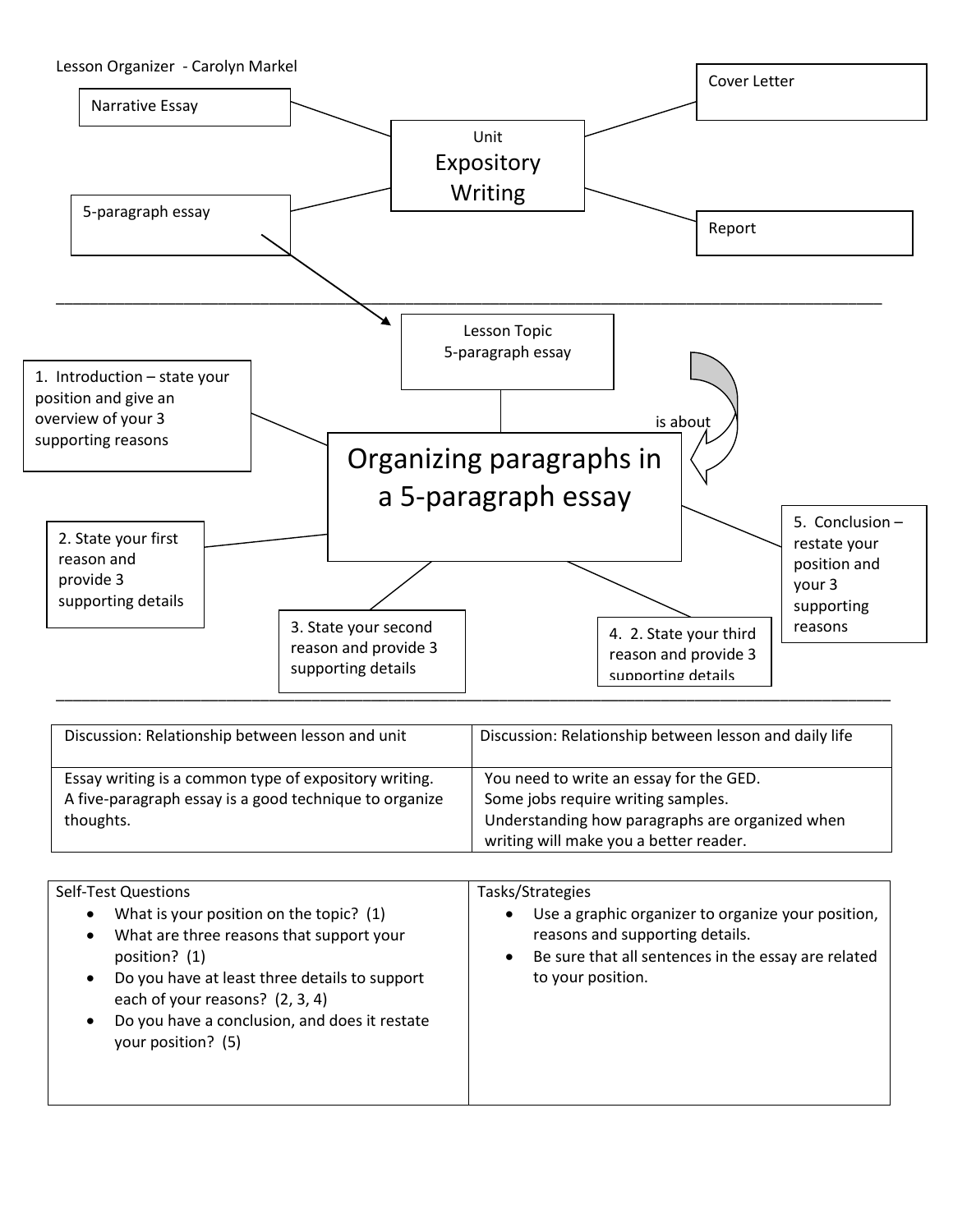Lesson Organizer - Carolyn Markel

**Unit: Expository Writing**

- Narrative Essay
- 5-paragraph essay
- Cover Letter
- Report

---

**Lesson Topic: 5-paragraph essay**

*is about*

## Organizing paragraphs in a 5-paragraph essay

1. Introduction – state your position and give an overview of your 3 supporting reasons
2. State your first reason and provide 3 supporting details
3. State your second reason and provide 3 supporting details
4. 2. State your third reason and provide 3 supporting details
5. Conclusion – restate your position and your 3 supporting reasons

---

| Discussion: Relationship between lesson and unit | Discussion: Relationship between lesson and daily life |
|---|---|
| Essay writing is a common type of expository writing. A five-paragraph essay is a good technique to organize thoughts. | You need to write an essay for the GED.<br>Some jobs require writing samples.<br>Understanding how paragraphs are organized when writing will make you a better reader. |

| Self-Test Questions | Tasks/Strategies |
|---|---|
| • What is your position on the topic? (1)<br>• What are three reasons that support your position? (1)<br>• Do you have at least three details to support each of your reasons? (2, 3, 4)<br>• Do you have a conclusion, and does it restate your position? (5) | • Use a graphic organizer to organize your position, reasons and supporting details.<br>• Be sure that all sentences in the essay are related to your position. |